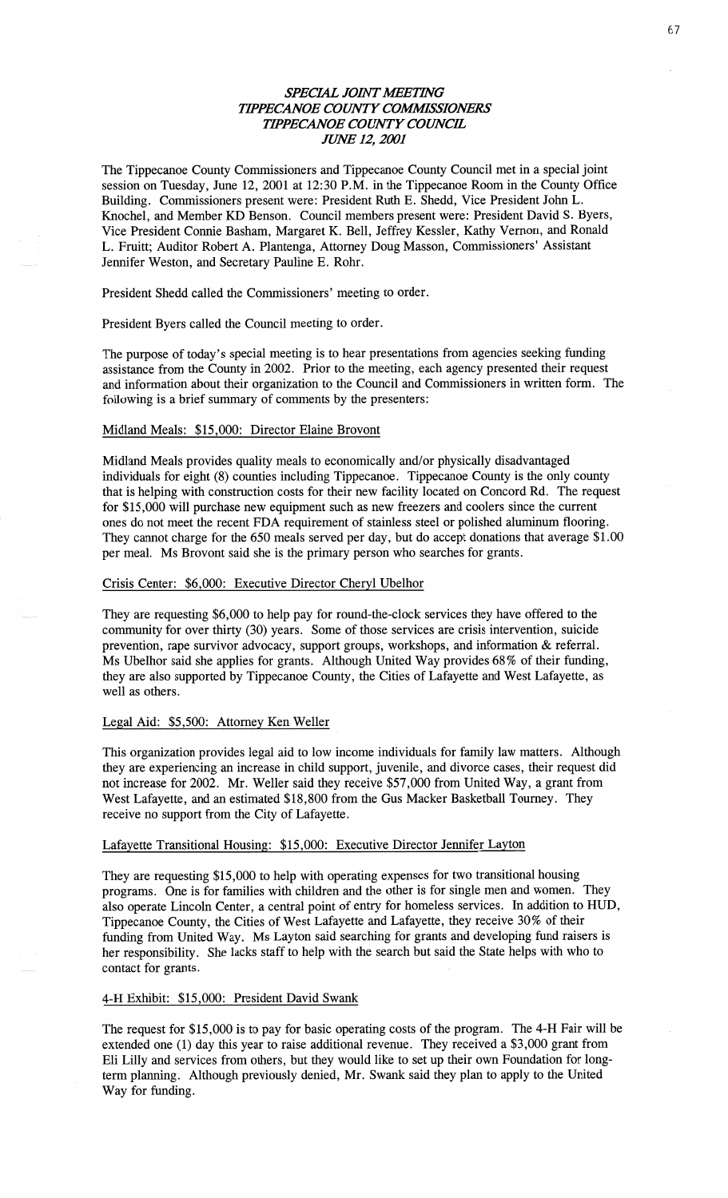*SPECIAL JOINT MEETING*
*TIPPECANOE COUNTY COMMISSIONERS*
*TIPPECANOE COUNTY COUNCIL*
*JUNE 12, 2001*

The Tippecanoe County Commissioners and Tippecanoe County Council met in a special joint session on Tuesday, June 12, 2001 at 12:30 P.M. in the Tippecanoe Room in the County Office Building. Commissioners present were: President Ruth E. Shedd, Vice President John L. Knochel, and Member KD Benson. Council members present were: President David S. Byers, Vice President Connie Basham, Margaret K. Bell, Jeffrey Kessler, Kathy Vernon, and Ronald L. Fruitt; Auditor Robert A. Plantenga, Attorney Doug Masson, Commissioners' Assistant Jennifer Weston, and Secretary Pauline E. Rohr.

President Shedd called the Commissioners' meeting to order.

President Byers called the Council meeting to order.

The purpose of today's special meeting is to hear presentations from agencies seeking funding assistance from the County in 2002. Prior to the meeting, each agency presented their request and information about their organization to the Council and Commissioners in written form. The following is a brief summary of comments by the presenters:

Midland Meals: $15,000: Director Elaine Brovont

Midland Meals provides quality meals to economically and/or physically disadvantaged individuals for eight (8) counties including Tippecanoe. Tippecanoe County is the only county that is helping with construction costs for their new facility located on Concord Rd. The request for $15,000 will purchase new equipment such as new freezers and coolers since the current ones do not meet the recent FDA requirement of stainless steel or polished aluminum flooring. They cannot charge for the 650 meals served per day, but do accept donations that average $1.00 per meal. Ms Brovont said she is the primary person who searches for grants.

Crisis Center: $6,000: Executive Director Cheryl Ubelhor

They are requesting $6,000 to help pay for round-the-clock services they have offered to the community for over thirty (30) years. Some of those services are crisis intervention, suicide prevention, rape survivor advocacy, support groups, workshops, and information & referral. Ms Ubelhor said she applies for grants. Although United Way provides 68% of their funding, they are also supported by Tippecanoe County, the Cities of Lafayette and West Lafayette, as well as others.

Legal Aid: $5,500: Attorney Ken Weller

This organization provides legal aid to low income individuals for family law matters. Although they are experiencing an increase in child support, juvenile, and divorce cases, their request did not increase for 2002. Mr. Weller said they receive $57,000 from United Way, a grant from West Lafayette, and an estimated $18,800 from the Gus Macker Basketball Tourney. They receive no support from the City of Lafayette.

Lafayette Transitional Housing: $15,000: Executive Director Jennifer Layton

They are requesting $15,000 to help with operating expenses for two transitional housing programs. One is for families with children and the other is for single men and women. They also operate Lincoln Center, a central point of entry for homeless services. In addition to HUD, Tippecanoe County, the Cities of West Lafayette and Lafayette, they receive 30% of their funding from United Way. Ms Layton said searching for grants and developing fund raisers is her responsibility. She lacks staff to help with the search but said the State helps with who to contact for grants.

4-H Exhibit: $15,000: President David Swank

The request for $15,000 is to pay for basic operating costs of the program. The 4-H Fair will be extended one (1) day this year to raise additional revenue. They received a $3,000 grant from Eli Lilly and services from others, but they would like to set up their own Foundation for long-term planning. Although previously denied, Mr. Swank said they plan to apply to the United Way for funding.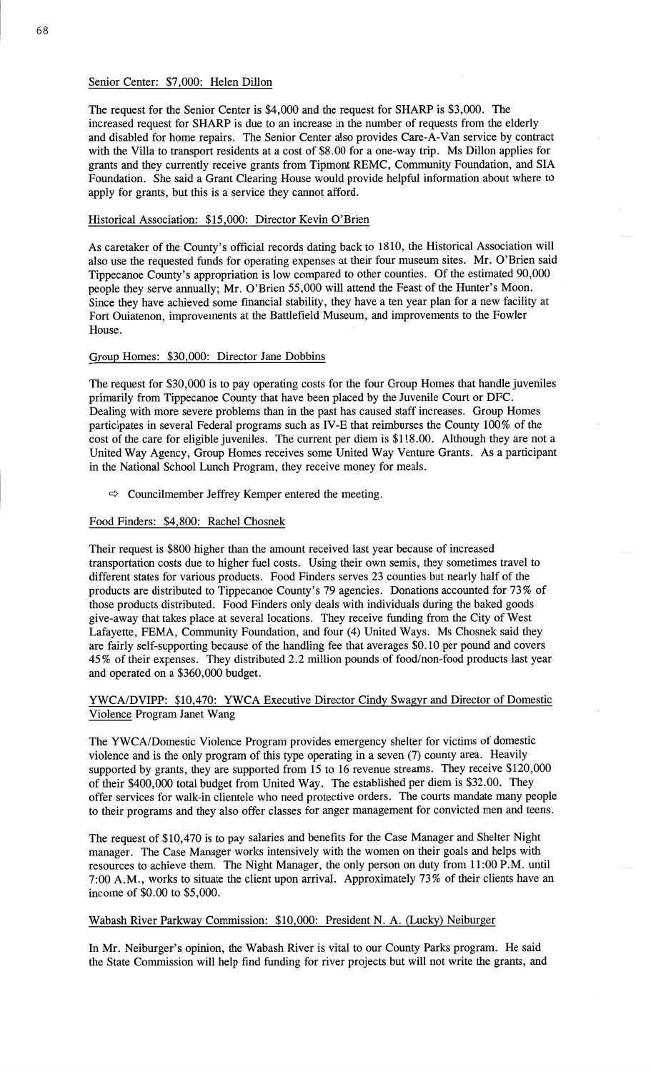Senior Center: $7,000: Helen Dillon

The request for the Senior Center is $4,000 and the request for SHARP is $3,000. The increased request for SHARP is due to an increase in the number of requests from the elderly and disabled for home repairs. The Senior Center also provides Care-A-Van service by contract with the Villa to transport residents at a cost of $8.00 for a one-way trip. Ms Dillon applies for grants and they currently receive grants from Tipmont REMC, Community Foundation, and SIA Foundation. She said a Grant Clearing House would provide helpful information about where to apply for grants, but this is a service they cannot afford.

Historical Association: $15,000: Director Kevin O'Brien

As caretaker of the County's official records dating back to 1810, the Historical Association will also use the requested funds for operating expenses at their four museum sites. Mr. O'Brien said Tippecanoe County's appropriation is low compared to other counties. Of the estimated 90,000 people they serve annually; Mr. O'Brien 55,000 will attend the Feast of the Hunter's Moon. Since they have achieved some financial stability, they have a ten year plan for a new facility at Fort Ouiatenon, improvements at the Battlefield Museum, and improvements to the Fowler House.

Group Homes: $30,000: Director Jane Dobbins

The request for $30,000 is to pay operating costs for the four Group Homes that handle juveniles primarily from Tippecanoe County that have been placed by the Juvenile Court or DFC. Dealing with more severe problems than in the past has caused staff increases. Group Homes participates in several Federal programs such as IV-E that reimburses the County 100% of the cost of the care for eligible juveniles. The current per diem is $118.00. Although they are not a United Way Agency, Group Homes receives some United Way Venture Grants. As a participant in the National School Lunch Program, they receive money for meals.

⇨ Councilmember Jeffrey Kemper entered the meeting.

Food Finders: $4,800: Rachel Chosnek

Their request is $800 higher than the amount received last year because of increased transportation costs due to higher fuel costs. Using their own semis, they sometimes travel to different states for various products. Food Finders serves 23 counties but nearly half of the products are distributed to Tippecanoe County's 79 agencies. Donations accounted for 73% of those products distributed. Food Finders only deals with individuals during the baked goods give-away that takes place at several locations. They receive funding from the City of West Lafayette, FEMA, Community Foundation, and four (4) United Ways. Ms Chosnek said they are fairly self-supporting because of the handling fee that averages $0.10 per pound and covers 45% of their expenses. They distributed 2.2 million pounds of food/non-food products last year and operated on a $360,000 budget.

YWCA/DVIPP: $10,470: YWCA Executive Director Cindy Swagyr and Director of Domestic Violence Program Janet Wang

The YWCA/Domestic Violence Program provides emergency shelter for victims of domestic violence and is the only program of this type operating in a seven (7) county area. Heavily supported by grants, they are supported from 15 to 16 revenue streams. They receive $120,000 of their $400,000 total budget from United Way. The established per diem is $32.00. They offer services for walk-in clientele who need protective orders. The courts mandate many people to their programs and they also offer classes for anger management for convicted men and teens.

The request of $10,470 is to pay salaries and benefits for the Case Manager and Shelter Night manager. The Case Manager works intensively with the women on their goals and helps with resources to achieve them. The Night Manager, the only person on duty from 11:00 P.M. until 7:00 A.M., works to situate the client upon arrival. Approximately 73% of their clients have an income of $0.00 to $5,000.

Wabash River Parkway Commission: $10,000: President N. A. (Lucky) Neiburger

In Mr. Neiburger's opinion, the Wabash River is vital to our County Parks program. He said the State Commission will help find funding for river projects but will not write the grants, and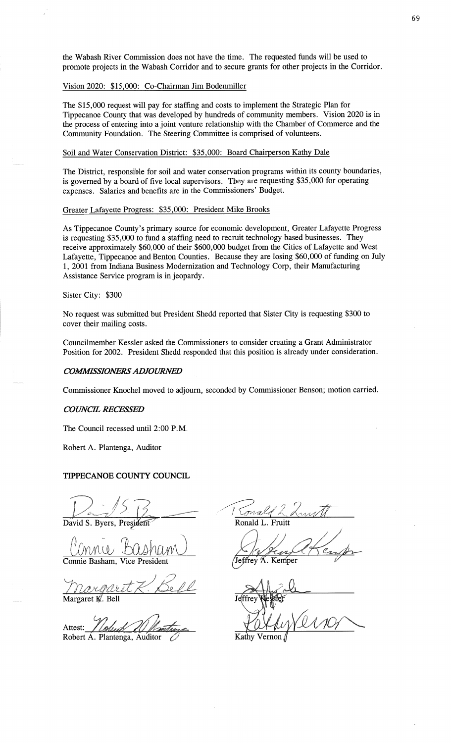the Wabash River Commission does not have the time. The requested funds will be used to promote projects in the Wabash Corridor and to secure grants for other projects in the Corridor.

Vision 2020: $15,000: Co-Chairman Jim Bodenmiller

The $15,000 request will pay for staffing and costs to implement the Strategic Plan for Tippecanoe County that was developed by hundreds of community members. Vision 2020 is in the process of entering into a joint venture relationship with the Chamber of Commerce and the Community Foundation. The Steering Committee is comprised of volunteers.

Soil and Water Conservation District: $35,000: Board Chairperson Kathy Dale

The District, responsible for soil and water conservation programs within its county boundaries, is governed by a board of five local supervisors. They are requesting $35,000 for operating expenses. Salaries and benefits are in the Commissioners' Budget.

Greater Lafayette Progress: $35,000: President Mike Brooks

As Tippecanoe County's primary source for economic development, Greater Lafayette Progress is requesting $35,000 to fund a staffing need to recruit technology based businesses. They receive approximately $60,000 of their $600,000 budget from the Cities of Lafayette and West Lafayette, Tippecanoe and Benton Counties. Because they are losing $60,000 of funding on July 1, 2001 from Indiana Business Modernization and Technology Corp, their Manufacturing Assistance Service program is in jeopardy.

Sister City: $300

No request was submitted but President Shedd reported that Sister City is requesting $300 to cover their mailing costs.

Councilmember Kessler asked the Commissioners to consider creating a Grant Administrator Position for 2002. President Shedd responded that this position is already under consideration.

***COMMISSIONERS ADJOURNED***

Commissioner Knochel moved to adjourn, seconded by Commissioner Benson; motion carried.

***COUNCIL RECESSED***

The Council recessed until 2:00 P.M.

Robert A. Plantenga, Auditor

**TIPPECANOE COUNTY COUNCIL**

David S. Byers, President

Connie Basham, Vice President

Margaret K. Bell

Ronald L. Fruitt

Jeffrey A. Kemper

Jeffrey Kessler

Kathy Vernon

Attest:
Robert A. Plantenga, Auditor